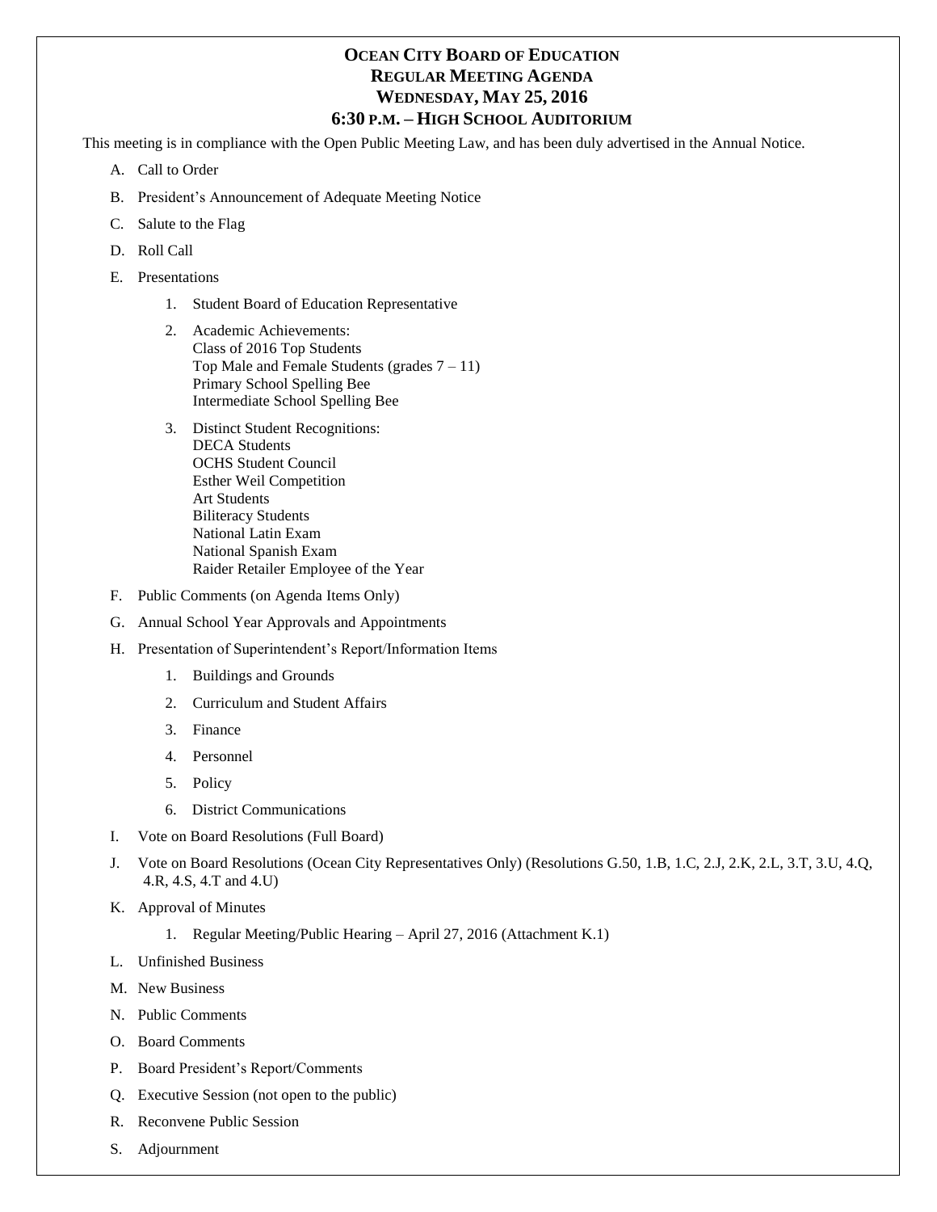# OCEAN CITY BOARD OF EDUCATION
# REGULAR MEETING AGENDA
# WEDNESDAY, MAY 25, 2016
# 6:30 P.M. – HIGH SCHOOL AUDITORIUM

This meeting is in compliance with the Open Public Meeting Law, and has been duly advertised in the Annual Notice.

A. Call to Order

B. President's Announcement of Adequate Meeting Notice

C. Salute to the Flag

D. Roll Call

E. Presentations

   1. Student Board of Education Representative

   2. Academic Achievements:
      Class of 2016 Top Students
      Top Male and Female Students (grades 7 – 11)
      Primary School Spelling Bee
      Intermediate School Spelling Bee

   3. Distinct Student Recognitions:
      DECA Students
      OCHS Student Council
      Esther Weil Competition
      Art Students
      Biliteracy Students
      National Latin Exam
      National Spanish Exam
      Raider Retailer Employee of the Year

F. Public Comments (on Agenda Items Only)

G. Annual School Year Approvals and Appointments

H. Presentation of Superintendent's Report/Information Items

   1. Buildings and Grounds

   2. Curriculum and Student Affairs

   3. Finance

   4. Personnel

   5. Policy

   6. District Communications

I. Vote on Board Resolutions (Full Board)

J. Vote on Board Resolutions (Ocean City Representatives Only) (Resolutions G.50, 1.B, 1.C, 2.J, 2.K, 2.L, 3.T, 3.U, 4.Q, 4.R, 4.S, 4.T and 4.U)

K. Approval of Minutes

   1. Regular Meeting/Public Hearing – April 27, 2016 (Attachment K.1)

L. Unfinished Business

M. New Business

N. Public Comments

O. Board Comments

P. Board President's Report/Comments

Q. Executive Session (not open to the public)

R. Reconvene Public Session

S. Adjournment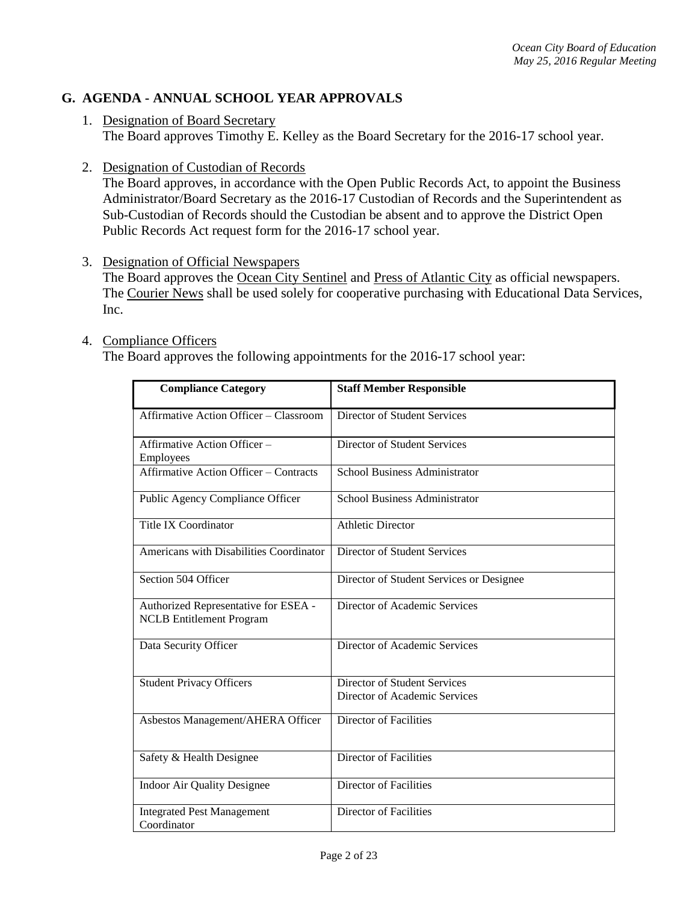## G. AGENDA - ANNUAL SCHOOL YEAR APPROVALS

1. Designation of Board Secretary
   The Board approves Timothy E. Kelley as the Board Secretary for the 2016-17 school year.

2. Designation of Custodian of Records
   The Board approves, in accordance with the Open Public Records Act, to appoint the Business Administrator/Board Secretary as the 2016-17 Custodian of Records and the Superintendent as Sub-Custodian of Records should the Custodian be absent and to approve the District Open Public Records Act request form for the 2016-17 school year.

3. Designation of Official Newspapers
   The Board approves the Ocean City Sentinel and Press of Atlantic City as official newspapers. The Courier News shall be used solely for cooperative purchasing with Educational Data Services, Inc.

4. Compliance Officers
   The Board approves the following appointments for the 2016-17 school year:

| Compliance Category | Staff Member Responsible |
|---|---|
| Affirmative Action Officer – Classroom | Director of Student Services |
| Affirmative Action Officer – Employees | Director of Student Services |
| Affirmative Action Officer – Contracts | School Business Administrator |
| Public Agency Compliance Officer | School Business Administrator |
| Title IX Coordinator | Athletic Director |
| Americans with Disabilities Coordinator | Director of Student Services |
| Section 504 Officer | Director of Student Services or Designee |
| Authorized Representative for ESEA - NCLB Entitlement Program | Director of Academic Services |
| Data Security Officer | Director of Academic Services |
| Student Privacy Officers | Director of Student Services<br>Director of Academic Services |
| Asbestos Management/AHERA Officer | Director of Facilities |
| Safety & Health Designee | Director of Facilities |
| Indoor Air Quality Designee | Director of Facilities |
| Integrated Pest Management Coordinator | Director of Facilities |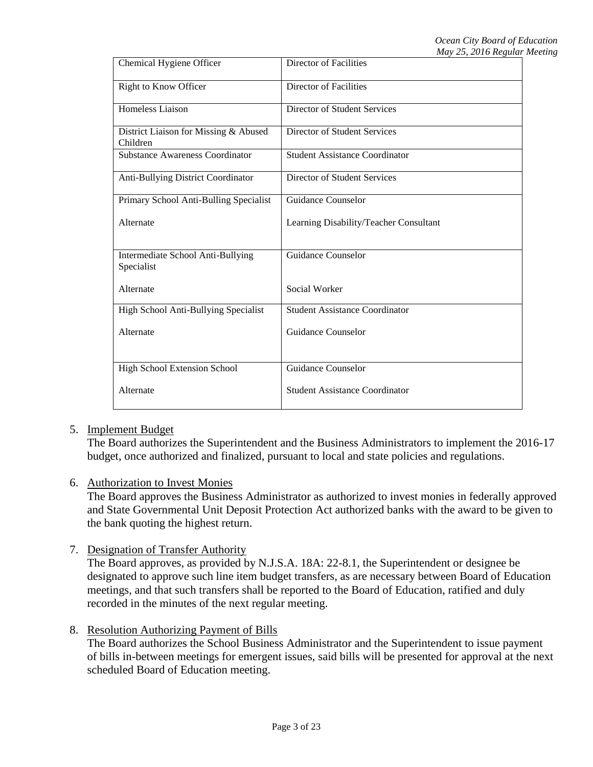| | |
|---|---|
| Chemical Hygiene Officer | Director of Facilities |
| Right to Know Officer | Director of Facilities |
| Homeless Liaison | Director of Student Services |
| District Liaison for Missing & Abused Children | Director of Student Services |
| Substance Awareness Coordinator | Student Assistance Coordinator |
| Anti-Bullying District Coordinator | Director of Student Services |
| Primary School Anti-Bulling Specialist<br><br>Alternate | Guidance Counselor<br><br>Learning Disability/Teacher Consultant |
| Intermediate School Anti-Bullying Specialist<br><br>Alternate | Guidance Counselor<br><br>Social Worker |
| High School Anti-Bullying Specialist<br><br>Alternate | Student Assistance Coordinator<br><br>Guidance Counselor |
| High School Extension School<br><br>Alternate | Guidance Counselor<br><br>Student Assistance Coordinator |

5. Implement Budget
   The Board authorizes the Superintendent and the Business Administrators to implement the 2016-17 budget, once authorized and finalized, pursuant to local and state policies and regulations.

6. Authorization to Invest Monies
   The Board approves the Business Administrator as authorized to invest monies in federally approved and State Governmental Unit Deposit Protection Act authorized banks with the award to be given to the bank quoting the highest return.

7. Designation of Transfer Authority
   The Board approves, as provided by N.J.S.A. 18A: 22-8.1, the Superintendent or designee be designated to approve such line item budget transfers, as are necessary between Board of Education meetings, and that such transfers shall be reported to the Board of Education, ratified and duly recorded in the minutes of the next regular meeting.

8. Resolution Authorizing Payment of Bills
   The Board authorizes the School Business Administrator and the Superintendent to issue payment of bills in-between meetings for emergent issues, said bills will be presented for approval at the next scheduled Board of Education meeting.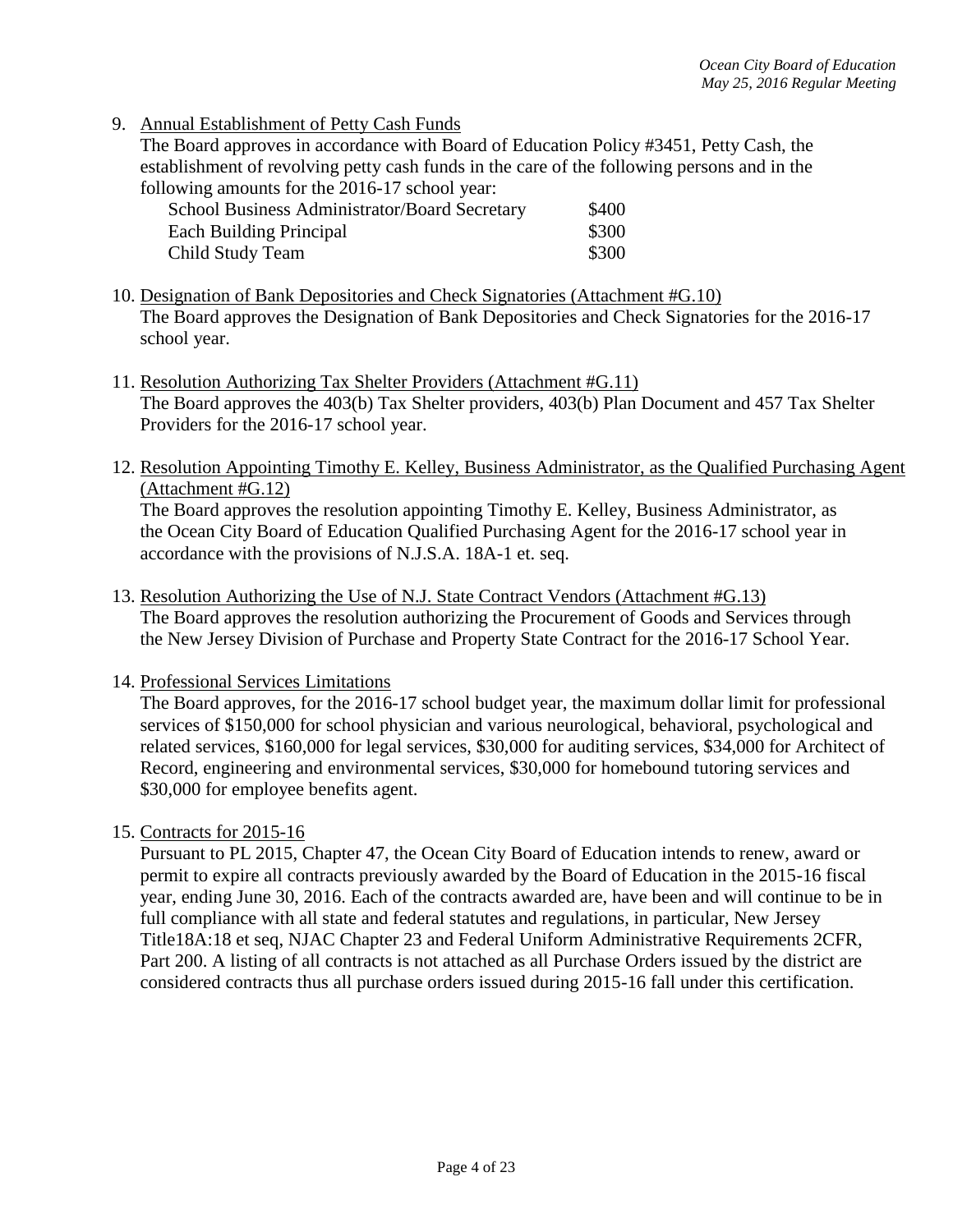9. Annual Establishment of Petty Cash Funds

   The Board approves in accordance with Board of Education Policy #3451, Petty Cash, the establishment of revolving petty cash funds in the care of the following persons and in the following amounts for the 2016-17 school year:

| | |
|---|---|
| School Business Administrator/Board Secretary | $400 |
| Each Building Principal | $300 |
| Child Study Team | $300 |

10. Designation of Bank Depositories and Check Signatories (Attachment #G.10)

    The Board approves the Designation of Bank Depositories and Check Signatories for the 2016-17 school year.

11. Resolution Authorizing Tax Shelter Providers (Attachment #G.11)

    The Board approves the 403(b) Tax Shelter providers, 403(b) Plan Document and 457 Tax Shelter Providers for the 2016-17 school year.

12. Resolution Appointing Timothy E. Kelley, Business Administrator, as the Qualified Purchasing Agent (Attachment #G.12)

    The Board approves the resolution appointing Timothy E. Kelley, Business Administrator, as the Ocean City Board of Education Qualified Purchasing Agent for the 2016-17 school year in accordance with the provisions of N.J.S.A. 18A-1 et. seq.

13. Resolution Authorizing the Use of N.J. State Contract Vendors (Attachment #G.13)

    The Board approves the resolution authorizing the Procurement of Goods and Services through the New Jersey Division of Purchase and Property State Contract for the 2016-17 School Year.

14. Professional Services Limitations

    The Board approves, for the 2016-17 school budget year, the maximum dollar limit for professional services of $150,000 for school physician and various neurological, behavioral, psychological and related services, $160,000 for legal services, $30,000 for auditing services, $34,000 for Architect of Record, engineering and environmental services, $30,000 for homebound tutoring services and $30,000 for employee benefits agent.

15. Contracts for 2015-16

    Pursuant to PL 2015, Chapter 47, the Ocean City Board of Education intends to renew, award or permit to expire all contracts previously awarded by the Board of Education in the 2015-16 fiscal year, ending June 30, 2016. Each of the contracts awarded are, have been and will continue to be in full compliance with all state and federal statutes and regulations, in particular, New Jersey Title18A:18 et seq, NJAC Chapter 23 and Federal Uniform Administrative Requirements 2CFR, Part 200. A listing of all contracts is not attached as all Purchase Orders issued by the district are considered contracts thus all purchase orders issued during 2015-16 fall under this certification.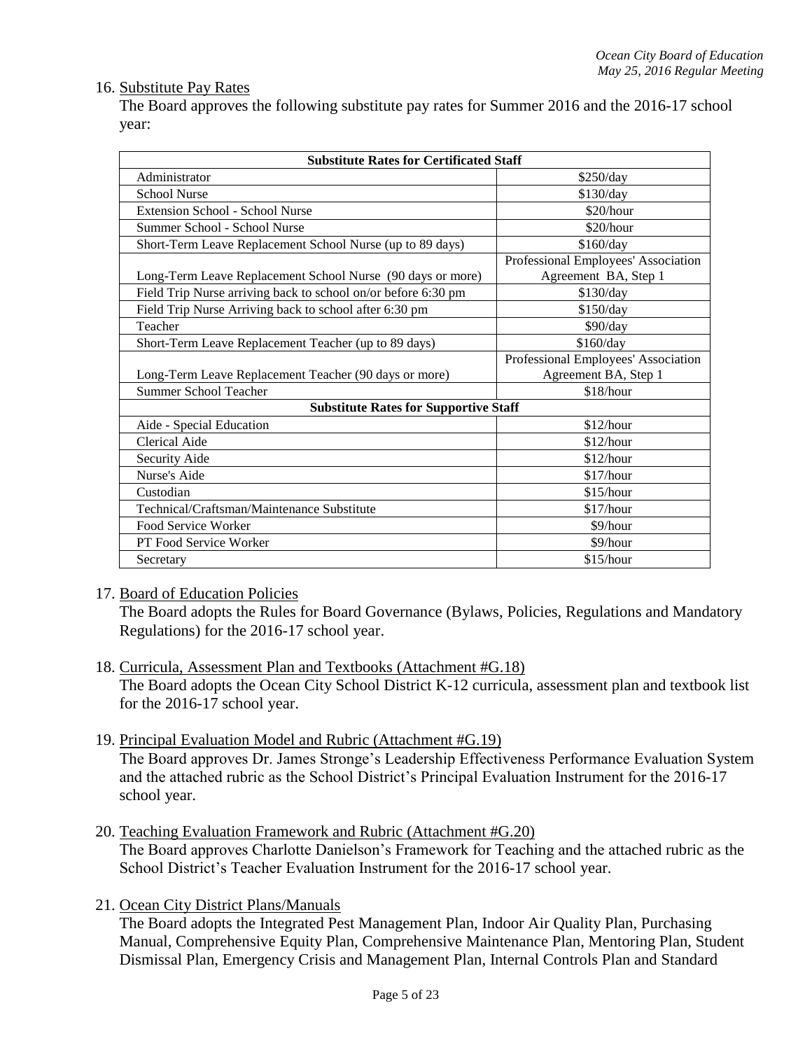16. Substitute Pay Rates
The Board approves the following substitute pay rates for Summer 2016 and the 2016-17 school year:

| Substitute Rates for Certificated Staff | |
|---|---|
| Administrator | $250/day |
| School Nurse | $130/day |
| Extension School - School Nurse | $20/hour |
| Summer School - School Nurse | $20/hour |
| Short-Term Leave Replacement School Nurse (up to 89 days) | $160/day |
| Long-Term Leave Replacement School Nurse (90 days or more) | Professional Employees' Association Agreement BA, Step 1 |
| Field Trip Nurse arriving back to school on/or before 6:30 pm | $130/day |
| Field Trip Nurse Arriving back to school after 6:30 pm | $150/day |
| Teacher | $90/day |
| Short-Term Leave Replacement Teacher (up to 89 days) | $160/day |
| Long-Term Leave Replacement Teacher (90 days or more) | Professional Employees' Association Agreement BA, Step 1 |
| Summer School Teacher | $18/hour |
| **Substitute Rates for Supportive Staff** | |
| Aide - Special Education | $12/hour |
| Clerical Aide | $12/hour |
| Security Aide | $12/hour |
| Nurse's Aide | $17/hour |
| Custodian | $15/hour |
| Technical/Craftsman/Maintenance Substitute | $17/hour |
| Food Service Worker | $9/hour |
| PT Food Service Worker | $9/hour |
| Secretary | $15/hour |

17. Board of Education Policies
The Board adopts the Rules for Board Governance (Bylaws, Policies, Regulations and Mandatory Regulations) for the 2016-17 school year.

18. Curricula, Assessment Plan and Textbooks (Attachment #G.18)
The Board adopts the Ocean City School District K-12 curricula, assessment plan and textbook list for the 2016-17 school year.

19. Principal Evaluation Model and Rubric (Attachment #G.19)
The Board approves Dr. James Stronge's Leadership Effectiveness Performance Evaluation System and the attached rubric as the School District's Principal Evaluation Instrument for the 2016-17 school year.

20. Teaching Evaluation Framework and Rubric (Attachment #G.20)
The Board approves Charlotte Danielson's Framework for Teaching and the attached rubric as the School District's Teacher Evaluation Instrument for the 2016-17 school year.

21. Ocean City District Plans/Manuals
The Board adopts the Integrated Pest Management Plan, Indoor Air Quality Plan, Purchasing Manual, Comprehensive Equity Plan, Comprehensive Maintenance Plan, Mentoring Plan, Student Dismissal Plan, Emergency Crisis and Management Plan, Internal Controls Plan and Standard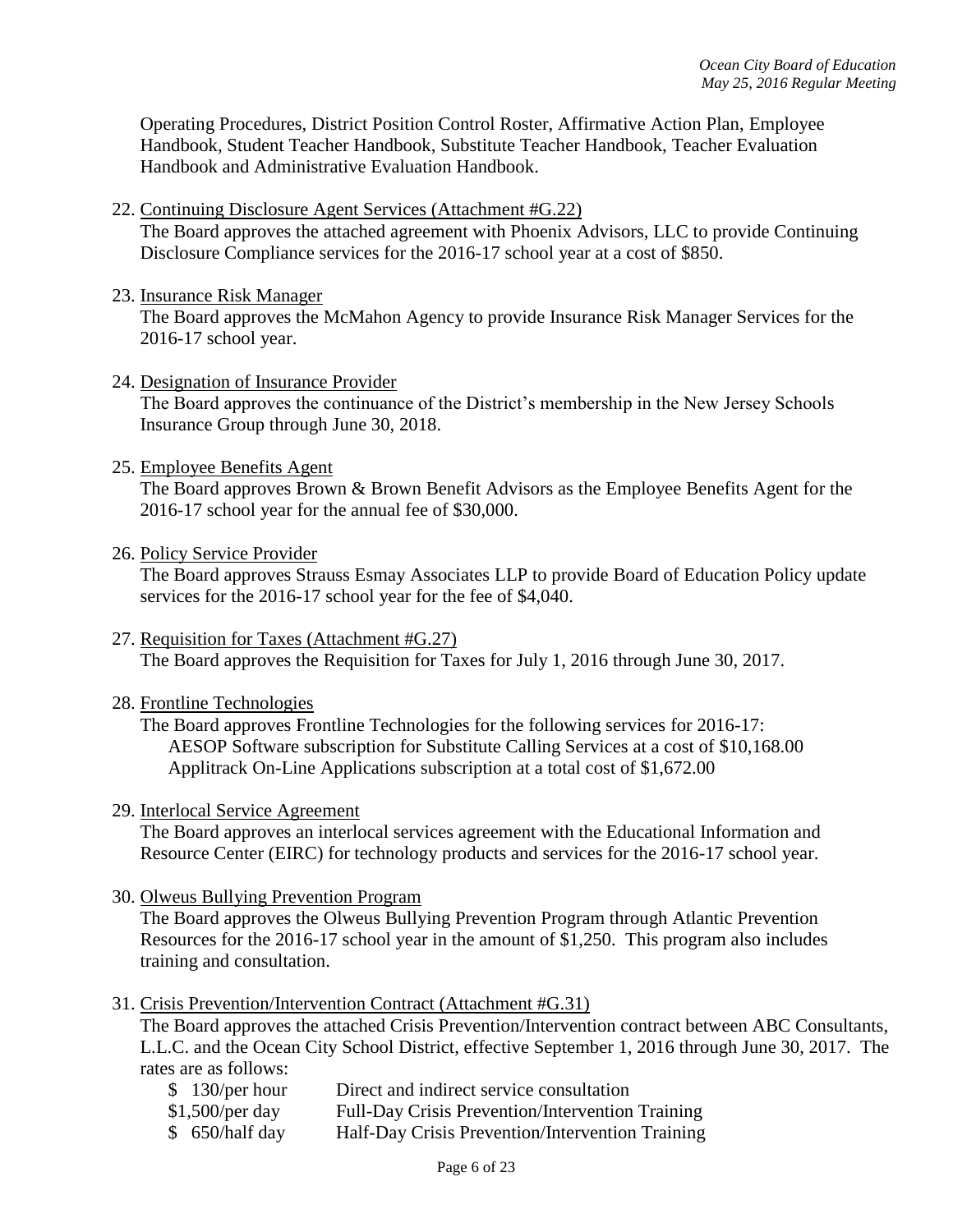Operating Procedures, District Position Control Roster, Affirmative Action Plan, Employee Handbook, Student Teacher Handbook, Substitute Teacher Handbook, Teacher Evaluation Handbook and Administrative Evaluation Handbook.

22. Continuing Disclosure Agent Services (Attachment #G.22)
    The Board approves the attached agreement with Phoenix Advisors, LLC to provide Continuing Disclosure Compliance services for the 2016-17 school year at a cost of $850.

23. Insurance Risk Manager
    The Board approves the McMahon Agency to provide Insurance Risk Manager Services for the 2016-17 school year.

24. Designation of Insurance Provider
    The Board approves the continuance of the District's membership in the New Jersey Schools Insurance Group through June 30, 2018.

25. Employee Benefits Agent
    The Board approves Brown & Brown Benefit Advisors as the Employee Benefits Agent for the 2016-17 school year for the annual fee of $30,000.

26. Policy Service Provider
    The Board approves Strauss Esmay Associates LLP to provide Board of Education Policy update services for the 2016-17 school year for the fee of $4,040.

27. Requisition for Taxes (Attachment #G.27)
    The Board approves the Requisition for Taxes for July 1, 2016 through June 30, 2017.

28. Frontline Technologies
    The Board approves Frontline Technologies for the following services for 2016-17:
    AESOP Software subscription for Substitute Calling Services at a cost of $10,168.00
    Applitrack On-Line Applications subscription at a total cost of $1,672.00

29. Interlocal Service Agreement
    The Board approves an interlocal services agreement with the Educational Information and Resource Center (EIRC) for technology products and services for the 2016-17 school year.

30. Olweus Bullying Prevention Program
    The Board approves the Olweus Bullying Prevention Program through Atlantic Prevention Resources for the 2016-17 school year in the amount of $1,250. This program also includes training and consultation.

31. Crisis Prevention/Intervention Contract (Attachment #G.31)
    The Board approves the attached Crisis Prevention/Intervention contract between ABC Consultants, L.L.C. and the Ocean City School District, effective September 1, 2016 through June 30, 2017. The rates are as follows:

| Rate | Service |
|---|---|
| $ 130/per hour | Direct and indirect service consultation |
| $1,500/per day | Full-Day Crisis Prevention/Intervention Training |
| $ 650/half day | Half-Day Crisis Prevention/Intervention Training |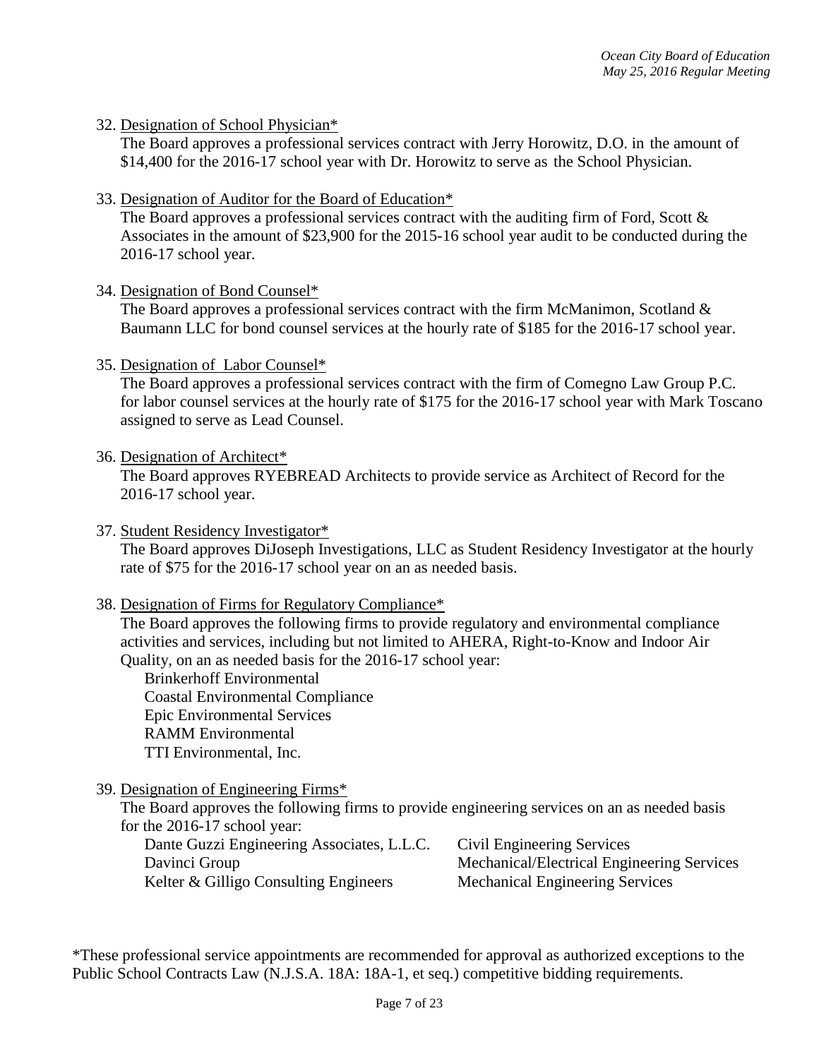32. Designation of School Physician*

    The Board approves a professional services contract with Jerry Horowitz, D.O. in the amount of $14,400 for the 2016-17 school year with Dr. Horowitz to serve as the School Physician.

33. Designation of Auditor for the Board of Education*

    The Board approves a professional services contract with the auditing firm of Ford, Scott & Associates in the amount of $23,900 for the 2015-16 school year audit to be conducted during the 2016-17 school year.

34. Designation of Bond Counsel*

    The Board approves a professional services contract with the firm McManimon, Scotland & Baumann LLC for bond counsel services at the hourly rate of $185 for the 2016-17 school year.

35. Designation of Labor Counsel*

    The Board approves a professional services contract with the firm of Comegno Law Group P.C. for labor counsel services at the hourly rate of $175 for the 2016-17 school year with Mark Toscano assigned to serve as Lead Counsel.

36. Designation of Architect*

    The Board approves RYEBREAD Architects to provide service as Architect of Record for the 2016-17 school year.

37. Student Residency Investigator*

    The Board approves DiJoseph Investigations, LLC as Student Residency Investigator at the hourly rate of $75 for the 2016-17 school year on an as needed basis.

38. Designation of Firms for Regulatory Compliance*

    The Board approves the following firms to provide regulatory and environmental compliance activities and services, including but not limited to AHERA, Right-to-Know and Indoor Air Quality, on an as needed basis for the 2016-17 school year:

    Brinkerhoff Environmental
    Coastal Environmental Compliance
    Epic Environmental Services
    RAMM Environmental
    TTI Environmental, Inc.

39. Designation of Engineering Firms*

    The Board approves the following firms to provide engineering services on an as needed basis for the 2016-17 school year:

    | | |
    |---|---|
    | Dante Guzzi Engineering Associates, L.L.C. | Civil Engineering Services |
    | Davinci Group | Mechanical/Electrical Engineering Services |
    | Kelter & Gilligo Consulting Engineers | Mechanical Engineering Services |

*These professional service appointments are recommended for approval as authorized exceptions to the Public School Contracts Law (N.J.S.A. 18A: 18A-1, et seq.) competitive bidding requirements.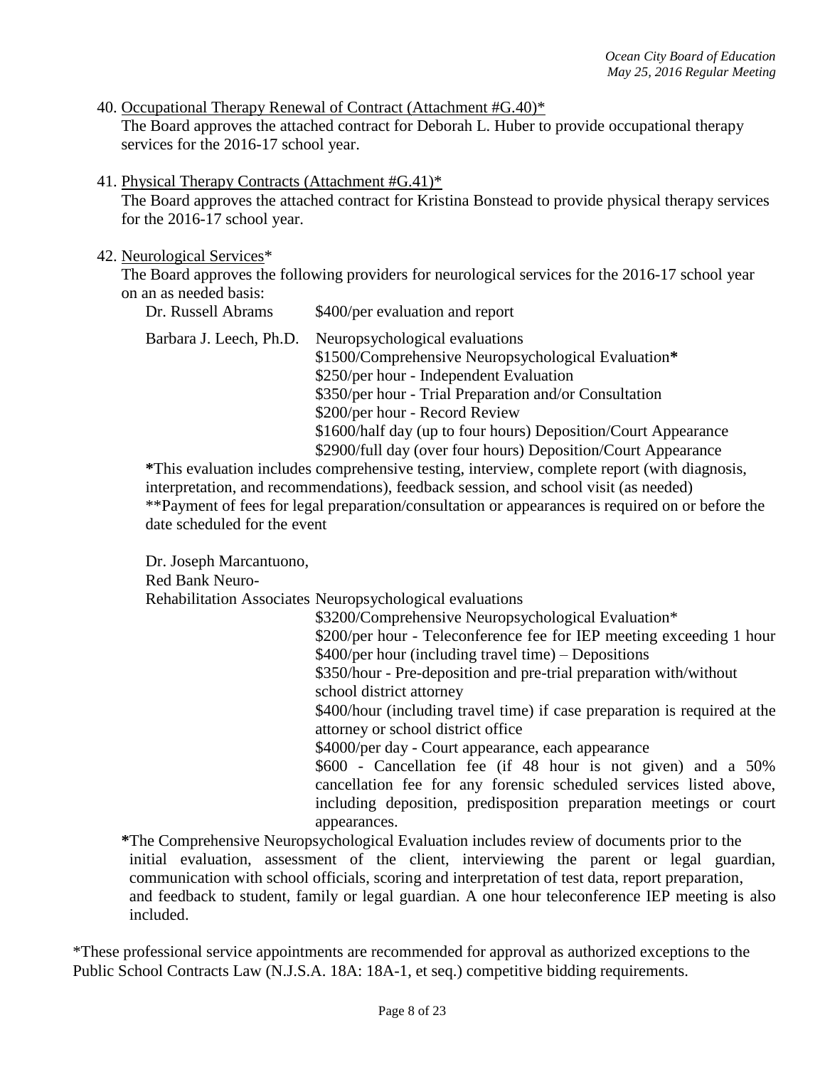40. Occupational Therapy Renewal of Contract (Attachment #G.40)*
    The Board approves the attached contract for Deborah L. Huber to provide occupational therapy services for the 2016-17 school year.

41. Physical Therapy Contracts (Attachment #G.41)*
    The Board approves the attached contract for Kristina Bonstead to provide physical therapy services for the 2016-17 school year.

42. Neurological Services*
    The Board approves the following providers for neurological services for the 2016-17 school year on an as needed basis:

| | |
|---|---|
| Dr. Russell Abrams | $400/per evaluation and report |
| Barbara J. Leech, Ph.D. | Neuropsychological evaluations<br>$1500/Comprehensive Neuropsychological Evaluation**\***<br>$250/per hour - Independent Evaluation<br>$350/per hour - Trial Preparation and/or Consultation<br>$200/per hour - Record Review<br>$1600/half day (up to four hours) Deposition/Court Appearance<br>$2900/full day (over four hours) Deposition/Court Appearance |

**\***This evaluation includes comprehensive testing, interview, complete report (with diagnosis, interpretation, and recommendations), feedback session, and school visit (as needed)
**Payment of fees for legal preparation/consultation or appearances is required on or before the date scheduled for the event

| | |
|---|---|
| Dr. Joseph Marcantuono, Red Bank Neuro-Rehabilitation Associates | Neuropsychological evaluations<br>$3200/Comprehensive Neuropsychological Evaluation*<br>$200/per hour - Teleconference fee for IEP meeting exceeding 1 hour<br>$400/per hour (including travel time) – Depositions<br>$350/hour - Pre-deposition and pre-trial preparation with/without school district attorney<br>$400/hour (including travel time) if case preparation is required at the attorney or school district office<br>$4000/per day - Court appearance, each appearance<br>$600 - Cancellation fee (if 48 hour is not given) and a 50% cancellation fee for any forensic scheduled services listed above, including deposition, predisposition preparation meetings or court appearances. |

**\***The Comprehensive Neuropsychological Evaluation includes review of documents prior to the initial evaluation, assessment of the client, interviewing the parent or legal guardian, communication with school officials, scoring and interpretation of test data, report preparation, and feedback to student, family or legal guardian. A one hour teleconference IEP meeting is also included.

*These professional service appointments are recommended for approval as authorized exceptions to the Public School Contracts Law (N.J.S.A. 18A: 18A-1, et seq.) competitive bidding requirements.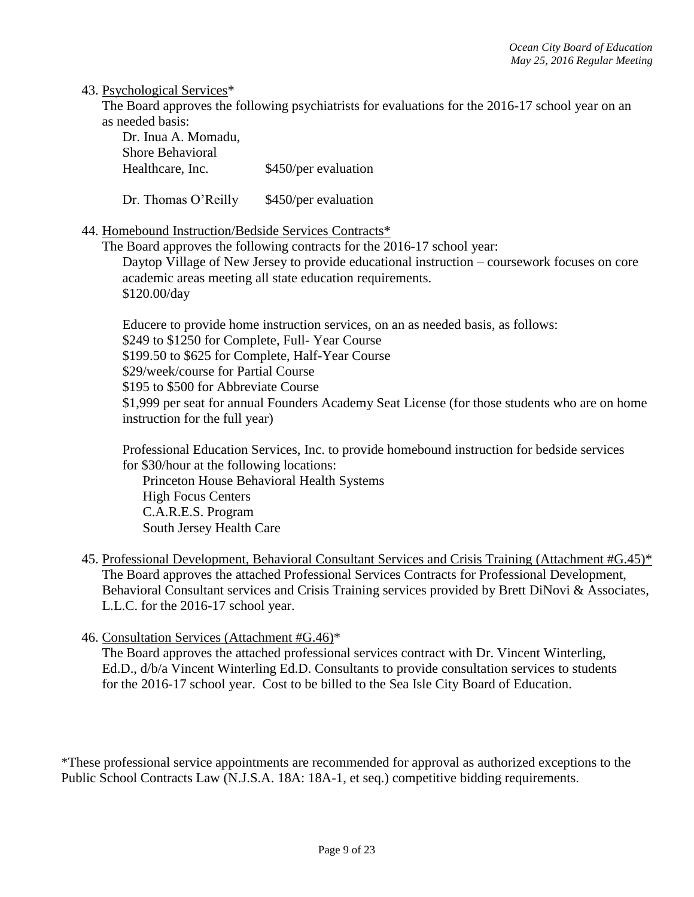43. Psychological Services*

    The Board approves the following psychiatrists for evaluations for the 2016-17 school year on an as needed basis:

    | | |
    |---|---|
    | Dr. Inua A. Momadu, Shore Behavioral Healthcare, Inc. | $450/per evaluation |
    | Dr. Thomas O'Reilly | $450/per evaluation |

44. Homebound Instruction/Bedside Services Contracts*

    The Board approves the following contracts for the 2016-17 school year:

    Daytop Village of New Jersey to provide educational instruction – coursework focuses on core academic areas meeting all state education requirements.
    $120.00/day

    Educere to provide home instruction services, on an as needed basis, as follows:
    $249 to $1250 for Complete, Full- Year Course
    $199.50 to $625 for Complete, Half-Year Course
    $29/week/course for Partial Course
    $195 to $500 for Abbreviate Course
    $1,999 per seat for annual Founders Academy Seat License (for those students who are on home instruction for the full year)

    Professional Education Services, Inc. to provide homebound instruction for bedside services for $30/hour at the following locations:
    - Princeton House Behavioral Health Systems
    - High Focus Centers
    - C.A.R.E.S. Program
    - South Jersey Health Care

45. Professional Development, Behavioral Consultant Services and Crisis Training (Attachment #G.45)*

    The Board approves the attached Professional Services Contracts for Professional Development, Behavioral Consultant services and Crisis Training services provided by Brett DiNovi & Associates, L.L.C. for the 2016-17 school year.

46. Consultation Services (Attachment #G.46)*

    The Board approves the attached professional services contract with Dr. Vincent Winterling, Ed.D., d/b/a Vincent Winterling Ed.D. Consultants to provide consultation services to students for the 2016-17 school year. Cost to be billed to the Sea Isle City Board of Education.

*These professional service appointments are recommended for approval as authorized exceptions to the Public School Contracts Law (N.J.S.A. 18A: 18A-1, et seq.) competitive bidding requirements.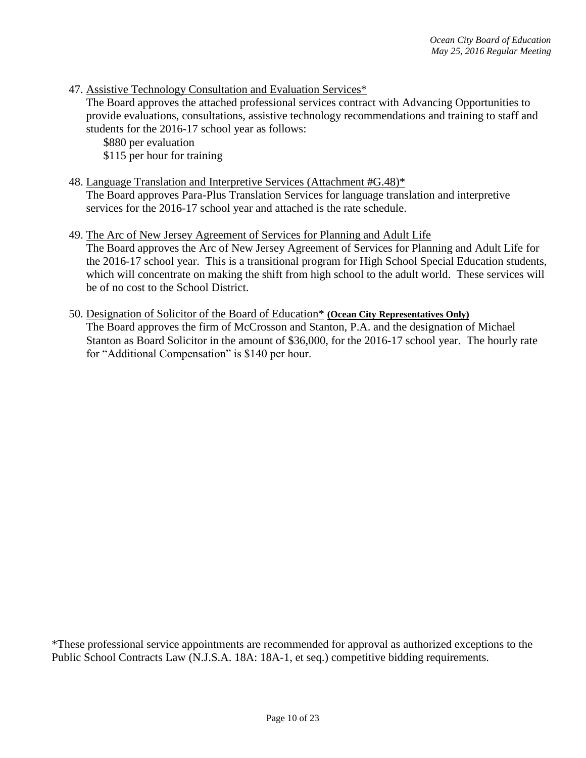47. Assistive Technology Consultation and Evaluation Services*
    The Board approves the attached professional services contract with Advancing Opportunities to provide evaluations, consultations, assistive technology recommendations and training to staff and students for the 2016-17 school year as follows:
    $880 per evaluation
    $115 per hour for training

48. Language Translation and Interpretive Services (Attachment #G.48)*
    The Board approves Para-Plus Translation Services for language translation and interpretive services for the 2016-17 school year and attached is the rate schedule.

49. The Arc of New Jersey Agreement of Services for Planning and Adult Life
    The Board approves the Arc of New Jersey Agreement of Services for Planning and Adult Life for the 2016-17 school year. This is a transitional program for High School Special Education students, which will concentrate on making the shift from high school to the adult world. These services will be of no cost to the School District.

50. Designation of Solicitor of the Board of Education* **(Ocean City Representatives Only)**
    The Board approves the firm of McCrosson and Stanton, P.A. and the designation of Michael Stanton as Board Solicitor in the amount of $36,000, for the 2016-17 school year. The hourly rate for "Additional Compensation" is $140 per hour.

*These professional service appointments are recommended for approval as authorized exceptions to the Public School Contracts Law (N.J.S.A. 18A: 18A-1, et seq.) competitive bidding requirements.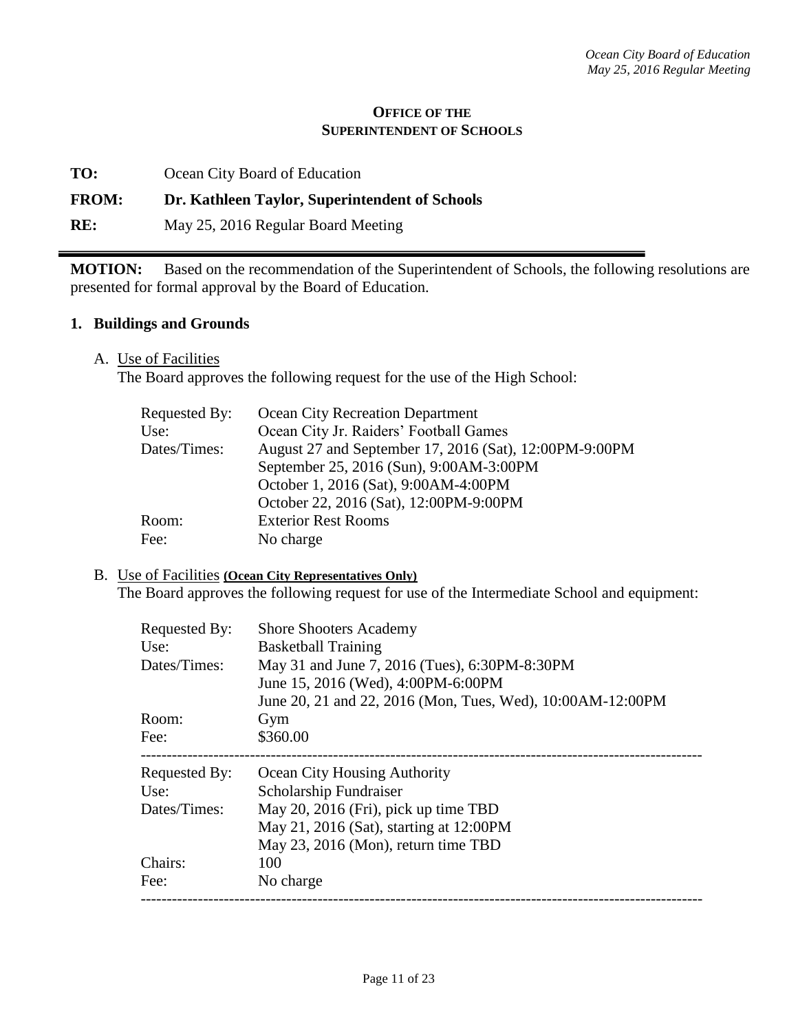**OFFICE OF THE SUPERINTENDENT OF SCHOOLS**

**TO:** Ocean City Board of Education

**FROM:** **Dr. Kathleen Taylor, Superintendent of Schools**

**RE:** May 25, 2016 Regular Board Meeting

---

**MOTION:** Based on the recommendation of the Superintendent of Schools, the following resolutions are presented for formal approval by the Board of Education.

## 1. Buildings and Grounds

A. Use of Facilities

The Board approves the following request for the use of the High School:

| | |
|---|---|
| Requested By: | Ocean City Recreation Department |
| Use: | Ocean City Jr. Raiders' Football Games |
| Dates/Times: | August 27 and September 17, 2016 (Sat), 12:00PM-9:00PM<br>September 25, 2016 (Sun), 9:00AM-3:00PM<br>October 1, 2016 (Sat), 9:00AM-4:00PM<br>October 22, 2016 (Sat), 12:00PM-9:00PM |
| Room: | Exterior Rest Rooms |
| Fee: | No charge |

B. Use of Facilities **(Ocean City Representatives Only)**

The Board approves the following request for use of the Intermediate School and equipment:

| | |
|---|---|
| Requested By: | Shore Shooters Academy |
| Use: | Basketball Training |
| Dates/Times: | May 31 and June 7, 2016 (Tues), 6:30PM-8:30PM<br>June 15, 2016 (Wed), 4:00PM-6:00PM<br>June 20, 21 and 22, 2016 (Mon, Tues, Wed), 10:00AM-12:00PM |
| Room: | Gym |
| Fee: | $360.00 |

---

| | |
|---|---|
| Requested By: | Ocean City Housing Authority |
| Use: | Scholarship Fundraiser |
| Dates/Times: | May 20, 2016 (Fri), pick up time TBD<br>May 21, 2016 (Sat), starting at 12:00PM<br>May 23, 2016 (Mon), return time TBD |
| Chairs: | 100 |
| Fee: | No charge |

---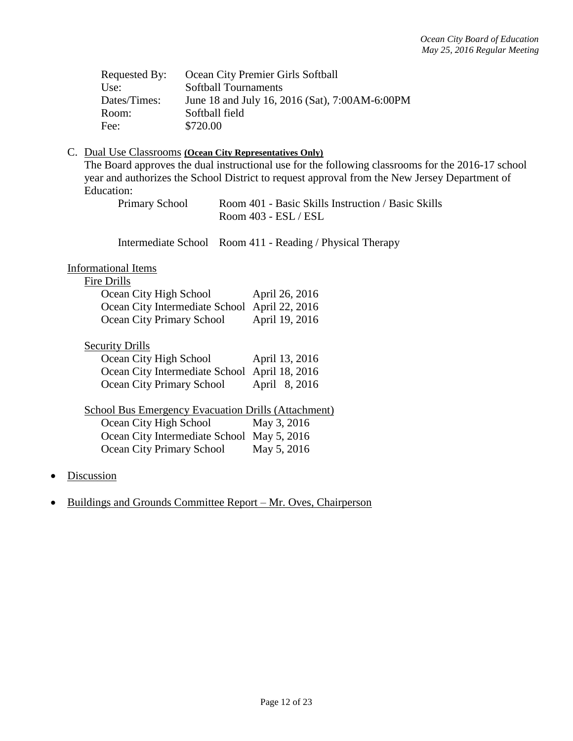| | |
|---|---|
| Requested By: | Ocean City Premier Girls Softball |
| Use: | Softball Tournaments |
| Dates/Times: | June 18 and July 16, 2016 (Sat), 7:00AM-6:00PM |
| Room: | Softball field |
| Fee: | $720.00 |

C. Dual Use Classrooms **(Ocean City Representatives Only)**

The Board approves the dual instructional use for the following classrooms for the 2016-17 school year and authorizes the School District to request approval from the New Jersey Department of Education:

| | |
|---|---|
| Primary School | Room 401 - Basic Skills Instruction / Basic Skills |
| | Room 403 - ESL / ESL |
| Intermediate School | Room 411 - Reading / Physical Therapy |

Informational Items

Fire Drills

| | |
|---|---|
| Ocean City High School | April 26, 2016 |
| Ocean City Intermediate School | April 22, 2016 |
| Ocean City Primary School | April 19, 2016 |

Security Drills

| | |
|---|---|
| Ocean City High School | April 13, 2016 |
| Ocean City Intermediate School | April 18, 2016 |
| Ocean City Primary School | April 8, 2016 |

School Bus Emergency Evacuation Drills (Attachment)

| | |
|---|---|
| Ocean City High School | May 3, 2016 |
| Ocean City Intermediate School | May 5, 2016 |
| Ocean City Primary School | May 5, 2016 |

- Discussion
- Buildings and Grounds Committee Report – Mr. Oves, Chairperson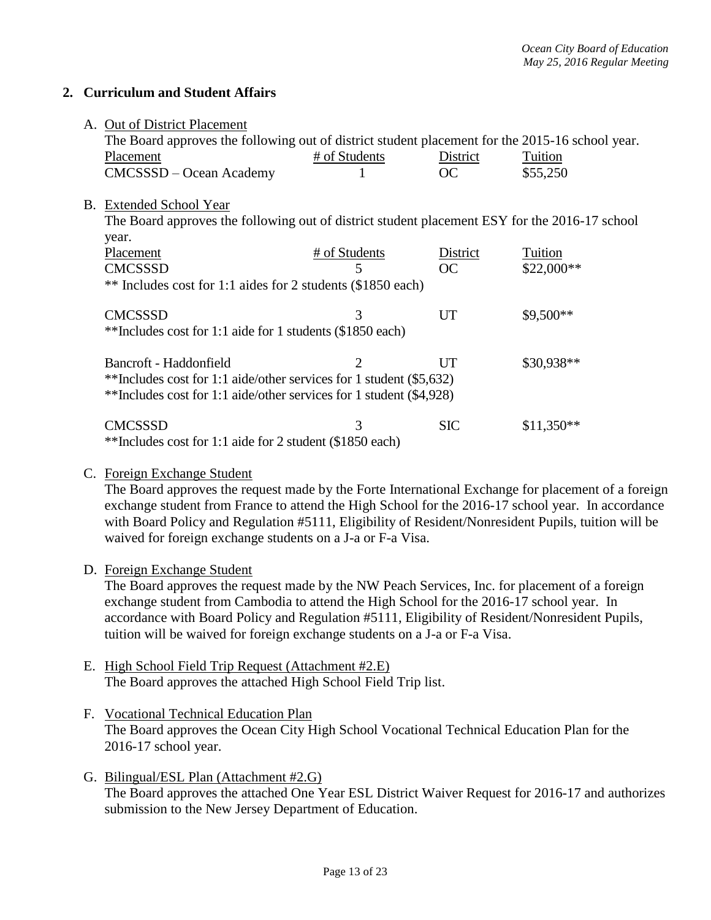## 2. Curriculum and Student Affairs

A. Out of District Placement

The Board approves the following out of district student placement for the 2015-16 school year.

| Placement | # of Students | District | Tuition |
|---|---|---|---|
| CMCSSSD – Ocean Academy | 1 | OC | $55,250 |

B. Extended School Year

The Board approves the following out of district student placement ESY for the 2016-17 school year.

| Placement | # of Students | District | Tuition |
|---|---|---|---|
| CMCSSSD | 5 | OC | $22,000** |
| ** Includes cost for 1:1 aides for 2 students ($1850 each) | | | |
| CMCSSSD | 3 | UT | $9,500** |
| **Includes cost for 1:1 aide for 1 students ($1850 each) | | | |
| Bancroft - Haddonfield | 2 | UT | $30,938** |
| **Includes cost for 1:1 aide/other services for 1 student ($5,632) | | | |
| **Includes cost for 1:1 aide/other services for 1 student ($4,928) | | | |
| CMCSSSD | 3 | SIC | $11,350** |
| **Includes cost for 1:1 aide for 2 student ($1850 each) | | | |

C. Foreign Exchange Student

The Board approves the request made by the Forte International Exchange for placement of a foreign exchange student from France to attend the High School for the 2016-17 school year. In accordance with Board Policy and Regulation #5111, Eligibility of Resident/Nonresident Pupils, tuition will be waived for foreign exchange students on a J-a or F-a Visa.

D. Foreign Exchange Student

The Board approves the request made by the NW Peach Services, Inc. for placement of a foreign exchange student from Cambodia to attend the High School for the 2016-17 school year. In accordance with Board Policy and Regulation #5111, Eligibility of Resident/Nonresident Pupils, tuition will be waived for foreign exchange students on a J-a or F-a Visa.

E. High School Field Trip Request (Attachment #2.E)

The Board approves the attached High School Field Trip list.

F. Vocational Technical Education Plan

The Board approves the Ocean City High School Vocational Technical Education Plan for the 2016-17 school year.

G. Bilingual/ESL Plan (Attachment #2.G)

The Board approves the attached One Year ESL District Waiver Request for 2016-17 and authorizes submission to the New Jersey Department of Education.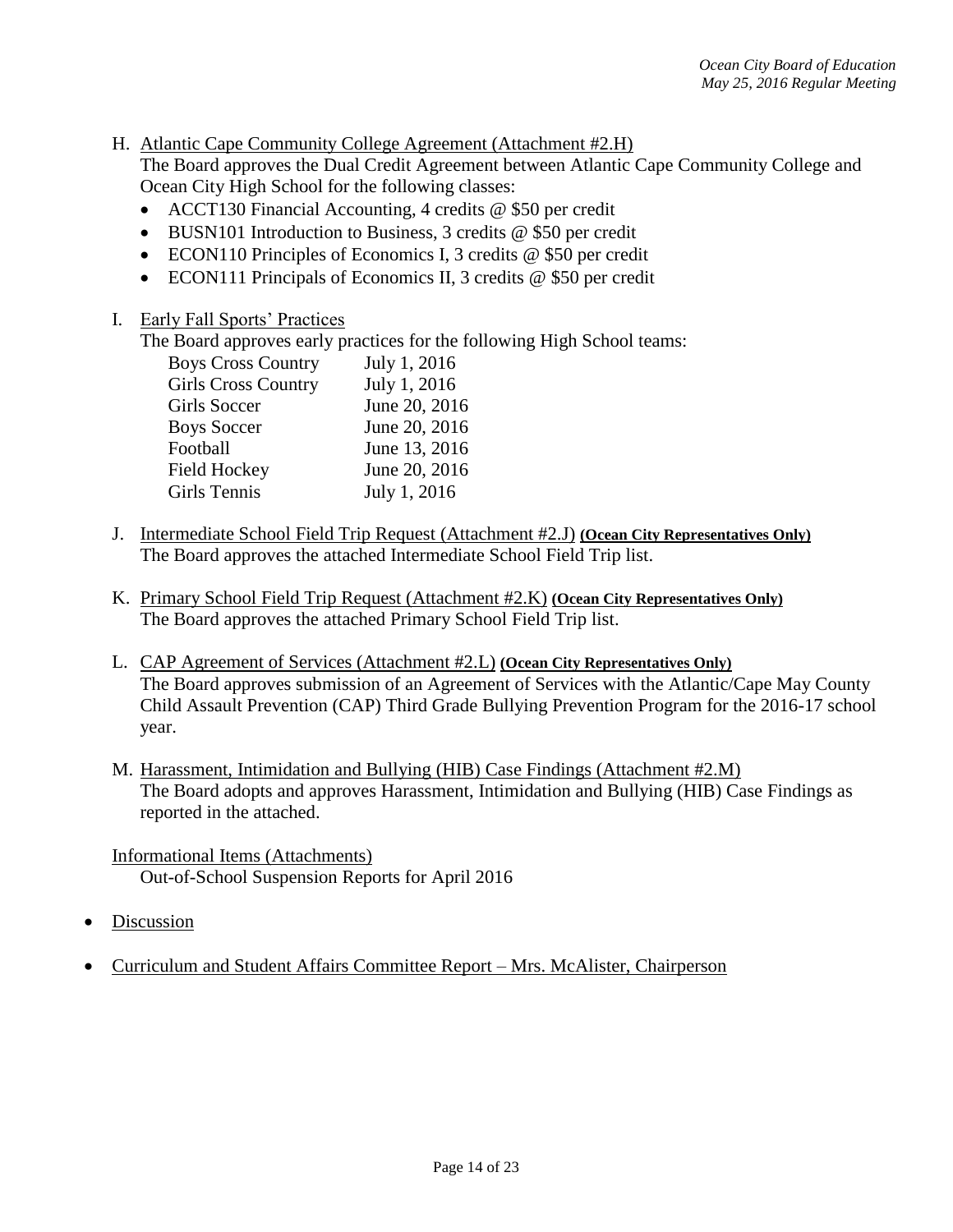H. Atlantic Cape Community College Agreement (Attachment #2.H)
The Board approves the Dual Credit Agreement between Atlantic Cape Community College and Ocean City High School for the following classes:
- ACCT130 Financial Accounting, 4 credits @ $50 per credit
- BUSN101 Introduction to Business, 3 credits @ $50 per credit
- ECON110 Principles of Economics I, 3 credits @ $50 per credit
- ECON111 Principals of Economics II, 3 credits @ $50 per credit

I. Early Fall Sports' Practices
The Board approves early practices for the following High School teams:

| | |
|---|---|
| Boys Cross Country | July 1, 2016 |
| Girls Cross Country | July 1, 2016 |
| Girls Soccer | June 20, 2016 |
| Boys Soccer | June 20, 2016 |
| Football | June 13, 2016 |
| Field Hockey | June 20, 2016 |
| Girls Tennis | July 1, 2016 |

J. Intermediate School Field Trip Request (Attachment #2.J) **(Ocean City Representatives Only)**
The Board approves the attached Intermediate School Field Trip list.

K. Primary School Field Trip Request (Attachment #2.K) **(Ocean City Representatives Only)**
The Board approves the attached Primary School Field Trip list.

L. CAP Agreement of Services (Attachment #2.L) **(Ocean City Representatives Only)**
The Board approves submission of an Agreement of Services with the Atlantic/Cape May County Child Assault Prevention (CAP) Third Grade Bullying Prevention Program for the 2016-17 school year.

M. Harassment, Intimidation and Bullying (HIB) Case Findings (Attachment #2.M)
The Board adopts and approves Harassment, Intimidation and Bullying (HIB) Case Findings as reported in the attached.

Informational Items (Attachments)
Out-of-School Suspension Reports for April 2016

- Discussion

- Curriculum and Student Affairs Committee Report – Mrs. McAlister, Chairperson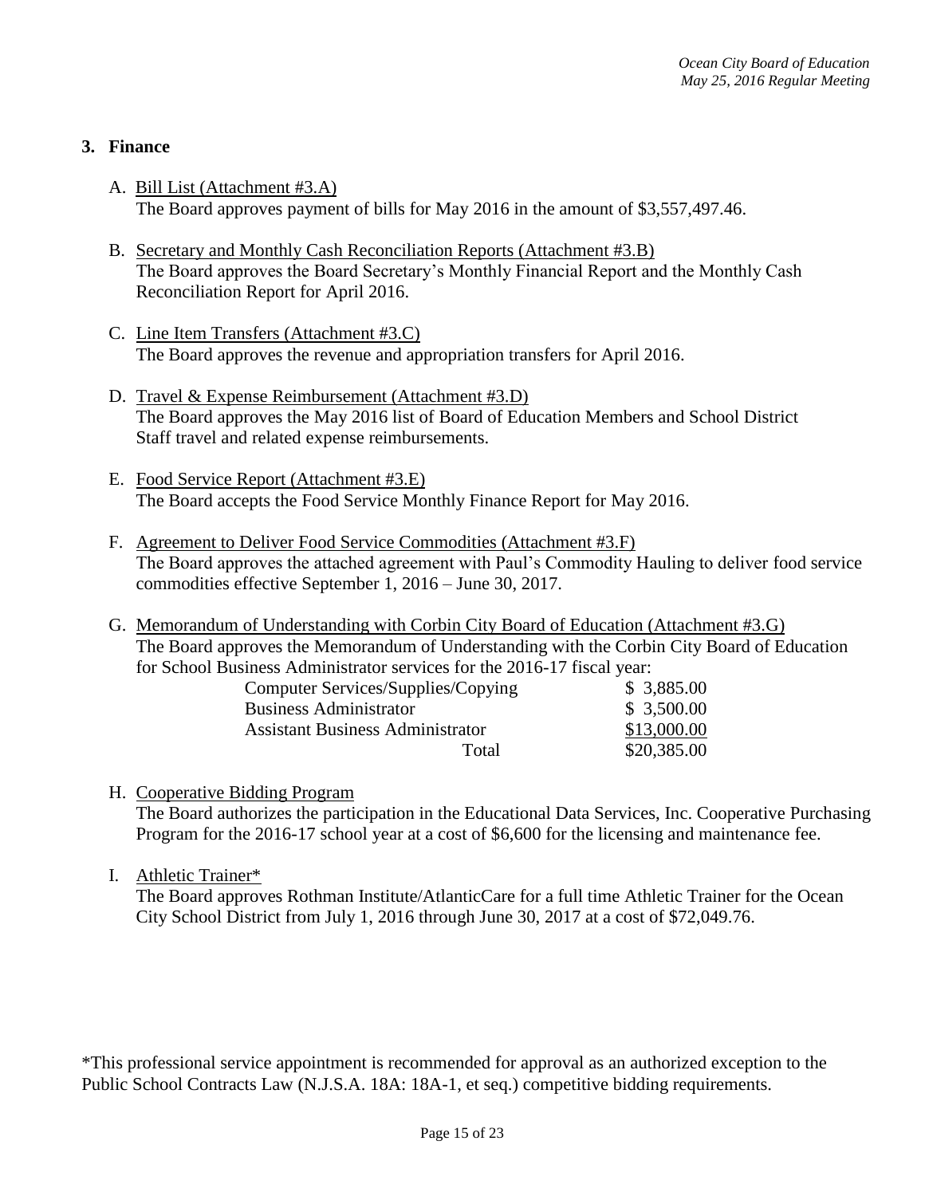## 3. Finance

A. Bill List (Attachment #3.A)
The Board approves payment of bills for May 2016 in the amount of $3,557,497.46.

B. Secretary and Monthly Cash Reconciliation Reports (Attachment #3.B)
The Board approves the Board Secretary's Monthly Financial Report and the Monthly Cash Reconciliation Report for April 2016.

C. Line Item Transfers (Attachment #3.C)
The Board approves the revenue and appropriation transfers for April 2016.

D. Travel & Expense Reimbursement (Attachment #3.D)
The Board approves the May 2016 list of Board of Education Members and School District Staff travel and related expense reimbursements.

E. Food Service Report (Attachment #3.E)
The Board accepts the Food Service Monthly Finance Report for May 2016.

F. Agreement to Deliver Food Service Commodities (Attachment #3.F)
The Board approves the attached agreement with Paul's Commodity Hauling to deliver food service commodities effective September 1, 2016 – June 30, 2017.

G. Memorandum of Understanding with Corbin City Board of Education (Attachment #3.G)
The Board approves the Memorandum of Understanding with the Corbin City Board of Education for School Business Administrator services for the 2016-17 fiscal year:

| | |
|---|---|
| Computer Services/Supplies/Copying | $ 3,885.00 |
| Business Administrator | $ 3,500.00 |
| Assistant Business Administrator | $13,000.00 |
| Total | $20,385.00 |

H. Cooperative Bidding Program
The Board authorizes the participation in the Educational Data Services, Inc. Cooperative Purchasing Program for the 2016-17 school year at a cost of $6,600 for the licensing and maintenance fee.

I. Athletic Trainer*
The Board approves Rothman Institute/AtlanticCare for a full time Athletic Trainer for the Ocean City School District from July 1, 2016 through June 30, 2017 at a cost of $72,049.76.

*This professional service appointment is recommended for approval as an authorized exception to the Public School Contracts Law (N.J.S.A. 18A: 18A-1, et seq.) competitive bidding requirements.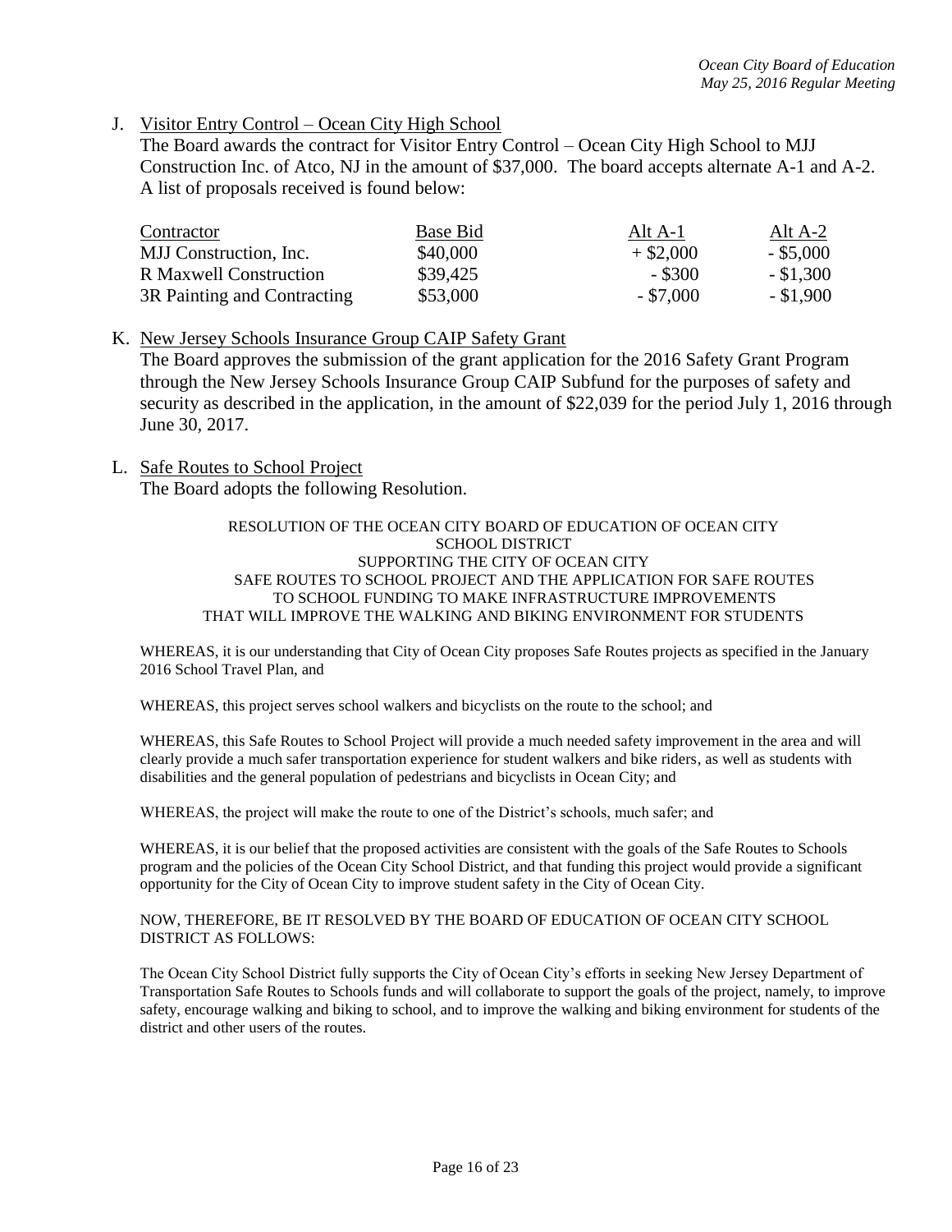J. Visitor Entry Control – Ocean City High School

The Board awards the contract for Visitor Entry Control – Ocean City High School to MJJ Construction Inc. of Atco, NJ in the amount of $37,000. The board accepts alternate A-1 and A-2. A list of proposals received is found below:

| Contractor | Base Bid | Alt A-1 | Alt A-2 |
|---|---|---|---|
| MJJ Construction, Inc. | $40,000 | + $2,000 | - $5,000 |
| R Maxwell Construction | $39,425 | - $300 | - $1,300 |
| 3R Painting and Contracting | $53,000 | - $7,000 | - $1,900 |

K. New Jersey Schools Insurance Group CAIP Safety Grant

The Board approves the submission of the grant application for the 2016 Safety Grant Program through the New Jersey Schools Insurance Group CAIP Subfund for the purposes of safety and security as described in the application, in the amount of $22,039 for the period July 1, 2016 through June 30, 2017.

L. Safe Routes to School Project

The Board adopts the following Resolution.

RESOLUTION OF THE OCEAN CITY BOARD OF EDUCATION OF OCEAN CITY SCHOOL DISTRICT
SUPPORTING THE CITY OF OCEAN CITY
SAFE ROUTES TO SCHOOL PROJECT AND THE APPLICATION FOR SAFE ROUTES TO SCHOOL FUNDING TO MAKE INFRASTRUCTURE IMPROVEMENTS THAT WILL IMPROVE THE WALKING AND BIKING ENVIRONMENT FOR STUDENTS

WHEREAS, it is our understanding that City of Ocean City proposes Safe Routes projects as specified in the January 2016 School Travel Plan, and

WHEREAS, this project serves school walkers and bicyclists on the route to the school; and

WHEREAS, this Safe Routes to School Project will provide a much needed safety improvement in the area and will clearly provide a much safer transportation experience for student walkers and bike riders, as well as students with disabilities and the general population of pedestrians and bicyclists in Ocean City; and

WHEREAS, the project will make the route to one of the District's schools, much safer; and

WHEREAS, it is our belief that the proposed activities are consistent with the goals of the Safe Routes to Schools program and the policies of the Ocean City School District, and that funding this project would provide a significant opportunity for the City of Ocean City to improve student safety in the City of Ocean City.

NOW, THEREFORE, BE IT RESOLVED BY THE BOARD OF EDUCATION OF OCEAN CITY SCHOOL DISTRICT AS FOLLOWS:

The Ocean City School District fully supports the City of Ocean City's efforts in seeking New Jersey Department of Transportation Safe Routes to Schools funds and will collaborate to support the goals of the project, namely, to improve safety, encourage walking and biking to school, and to improve the walking and biking environment for students of the district and other users of the routes.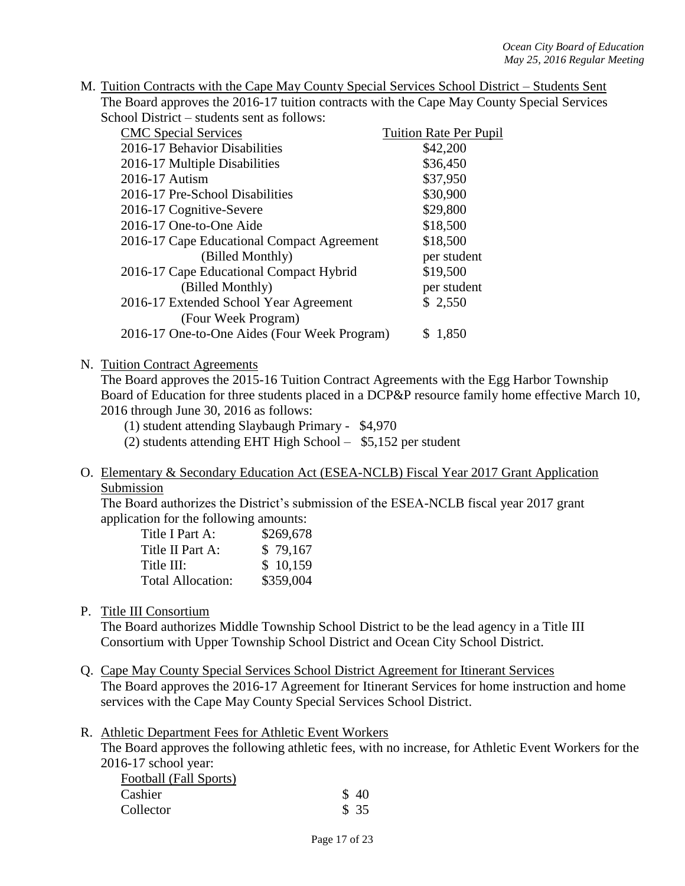M. Tuition Contracts with the Cape May County Special Services School District – Students Sent

The Board approves the 2016-17 tuition contracts with the Cape May County Special Services School District – students sent as follows:

| CMC Special Services | Tuition Rate Per Pupil |
|---|---|
| 2016-17 Behavior Disabilities | $42,200 |
| 2016-17 Multiple Disabilities | $36,450 |
| 2016-17 Autism | $37,950 |
| 2016-17 Pre-School Disabilities | $30,900 |
| 2016-17 Cognitive-Severe | $29,800 |
| 2016-17 One-to-One Aide | $18,500 |
| 2016-17 Cape Educational Compact Agreement (Billed Monthly) | $18,500 per student |
| 2016-17 Cape Educational Compact Hybrid (Billed Monthly) | $19,500 per student |
| 2016-17 Extended School Year Agreement (Four Week Program) | $ 2,550 |
| 2016-17 One-to-One Aides (Four Week Program) | $ 1,850 |

N. Tuition Contract Agreements

The Board approves the 2015-16 Tuition Contract Agreements with the Egg Harbor Township Board of Education for three students placed in a DCP&P resource family home effective March 10, 2016 through June 30, 2016 as follows:

(1) student attending Slaybaugh Primary - $4,970
(2) students attending EHT High School – $5,152 per student

O. Elementary & Secondary Education Act (ESEA-NCLB) Fiscal Year 2017 Grant Application Submission

The Board authorizes the District's submission of the ESEA-NCLB fiscal year 2017 grant application for the following amounts:

| | |
|---|---|
| Title I Part A: | $269,678 |
| Title II Part A: | $ 79,167 |
| Title III: | $ 10,159 |
| Total Allocation: | $359,004 |

P. Title III Consortium

The Board authorizes Middle Township School District to be the lead agency in a Title III Consortium with Upper Township School District and Ocean City School District.

Q. Cape May County Special Services School District Agreement for Itinerant Services

The Board approves the 2016-17 Agreement for Itinerant Services for home instruction and home services with the Cape May County Special Services School District.

R. Athletic Department Fees for Athletic Event Workers

The Board approves the following athletic fees, with no increase, for Athletic Event Workers for the 2016-17 school year:

| Football (Fall Sports) | |
|---|---|
| Cashier | $ 40 |
| Collector | $ 35 |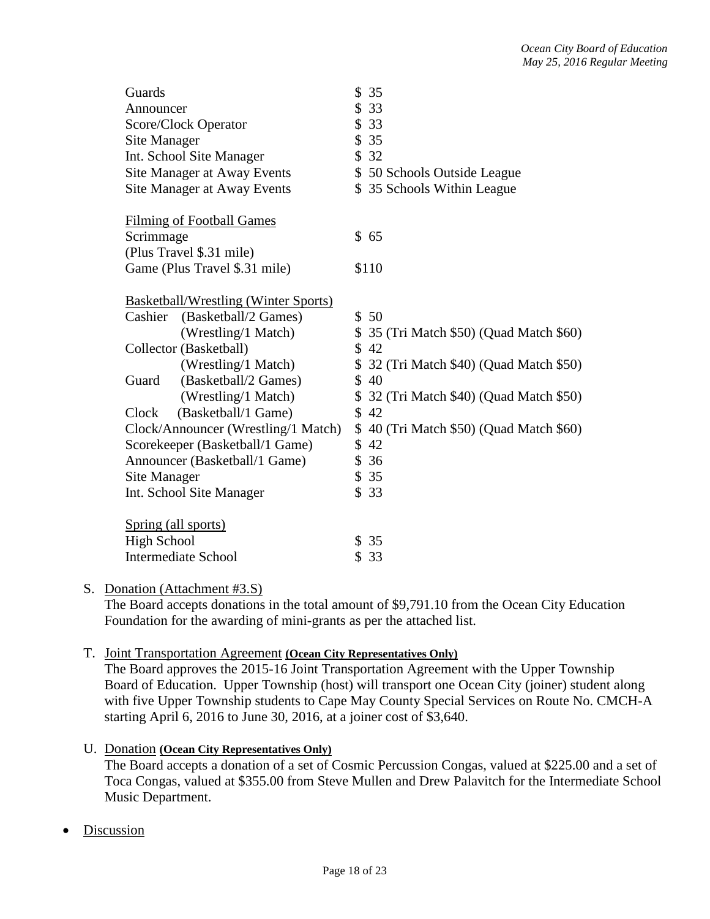| | |
|---|---|
| Guards | $ 35 |
| Announcer | $ 33 |
| Score/Clock Operator | $ 33 |
| Site Manager | $ 35 |
| Int. School Site Manager | $ 32 |
| Site Manager at Away Events | $ 50 Schools Outside League |
| Site Manager at Away Events | $ 35 Schools Within League |

<u>Filming of Football Games</u>

| | |
|---|---|
| Scrimmage (Plus Travel $.31 mile) | $ 65 |
| Game (Plus Travel $.31 mile) | $110 |

<u>Basketball/Wrestling (Winter Sports)</u>

| | |
|---|---|
| Cashier (Basketball/2 Games) | $ 50 |
| (Wrestling/1 Match) | $ 35 (Tri Match $50) (Quad Match $60) |
| Collector (Basketball) | $ 42 |
| (Wrestling/1 Match) | $ 32 (Tri Match $40) (Quad Match $50) |
| Guard (Basketball/2 Games) | $ 40 |
| (Wrestling/1 Match) | $ 32 (Tri Match $40) (Quad Match $50) |
| Clock (Basketball/1 Game) | $ 42 |
| Clock/Announcer (Wrestling/1 Match) | $ 40 (Tri Match $50) (Quad Match $60) |
| Scorekeeper (Basketball/1 Game) | $ 42 |
| Announcer (Basketball/1 Game) | $ 36 |
| Site Manager | $ 35 |
| Int. School Site Manager | $ 33 |

<u>Spring (all sports)</u>

| | |
|---|---|
| High School | $ 35 |
| Intermediate School | $ 33 |

S. <u>Donation (Attachment #3.S)</u>
The Board accepts donations in the total amount of $9,791.10 from the Ocean City Education Foundation for the awarding of mini-grants as per the attached list.

T. <u>Joint Transportation Agreement</u> **(Ocean City Representatives Only)**
The Board approves the 2015-16 Joint Transportation Agreement with the Upper Township Board of Education. Upper Township (host) will transport one Ocean City (joiner) student along with five Upper Township students to Cape May County Special Services on Route No. CMCH-A starting April 6, 2016 to June 30, 2016, at a joiner cost of $3,640.

U. <u>Donation</u> **(Ocean City Representatives Only)**
The Board accepts a donation of a set of Cosmic Percussion Congas, valued at $225.00 and a set of Toca Congas, valued at $355.00 from Steve Mullen and Drew Palavitch for the Intermediate School Music Department.

- <u>Discussion</u>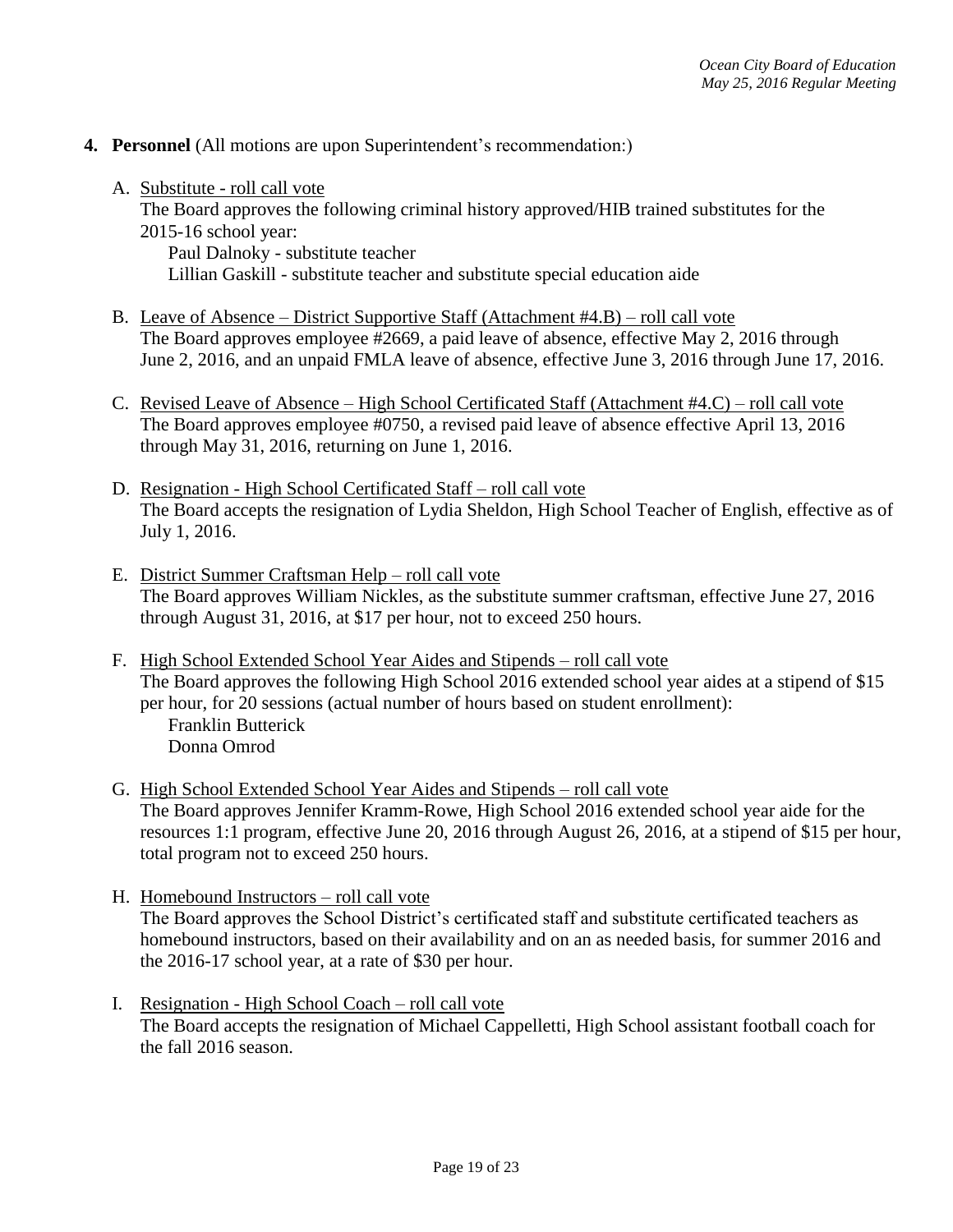**4. Personnel** (All motions are upon Superintendent's recommendation:)

A. Substitute - roll call vote
The Board approves the following criminal history approved/HIB trained substitutes for the 2015-16 school year:
Paul Dalnoky - substitute teacher
Lillian Gaskill - substitute teacher and substitute special education aide

B. Leave of Absence – District Supportive Staff (Attachment #4.B) – roll call vote
The Board approves employee #2669, a paid leave of absence, effective May 2, 2016 through June 2, 2016, and an unpaid FMLA leave of absence, effective June 3, 2016 through June 17, 2016.

C. Revised Leave of Absence – High School Certificated Staff (Attachment #4.C) – roll call vote
The Board approves employee #0750, a revised paid leave of absence effective April 13, 2016 through May 31, 2016, returning on June 1, 2016.

D. Resignation - High School Certificated Staff – roll call vote
The Board accepts the resignation of Lydia Sheldon, High School Teacher of English, effective as of July 1, 2016.

E. District Summer Craftsman Help – roll call vote
The Board approves William Nickles, as the substitute summer craftsman, effective June 27, 2016 through August 31, 2016, at $17 per hour, not to exceed 250 hours.

F. High School Extended School Year Aides and Stipends – roll call vote
The Board approves the following High School 2016 extended school year aides at a stipend of $15 per hour, for 20 sessions (actual number of hours based on student enrollment):
Franklin Butterick
Donna Omrod

G. High School Extended School Year Aides and Stipends – roll call vote
The Board approves Jennifer Kramm-Rowe, High School 2016 extended school year aide for the resources 1:1 program, effective June 20, 2016 through August 26, 2016, at a stipend of $15 per hour, total program not to exceed 250 hours.

H. Homebound Instructors – roll call vote
The Board approves the School District's certificated staff and substitute certificated teachers as homebound instructors, based on their availability and on an as needed basis, for summer 2016 and the 2016-17 school year, at a rate of $30 per hour.

I. Resignation - High School Coach – roll call vote
The Board accepts the resignation of Michael Cappelletti, High School assistant football coach for the fall 2016 season.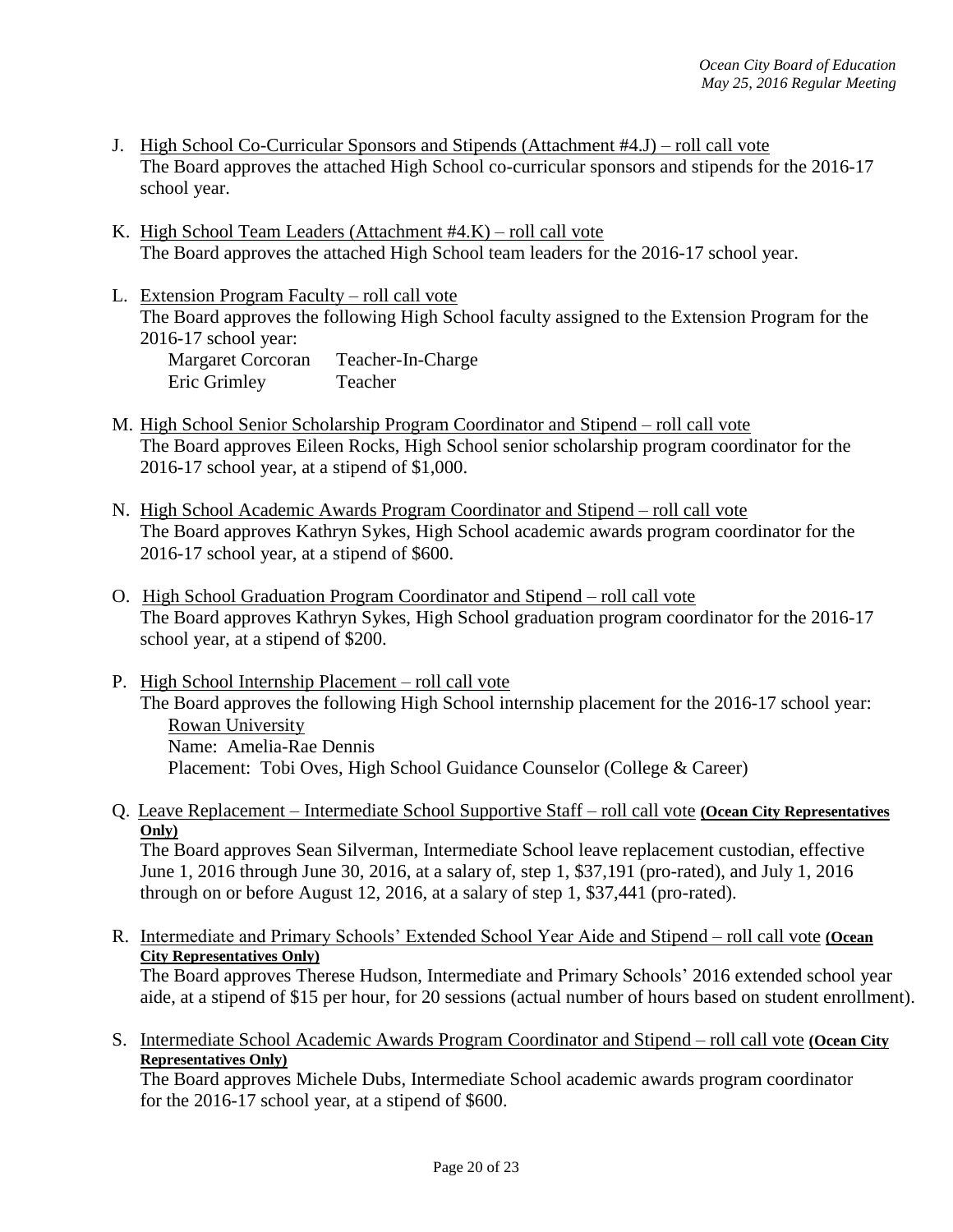J. <u>High School Co-Curricular Sponsors and Stipends (Attachment #4.J) – roll call vote</u>
The Board approves the attached High School co-curricular sponsors and stipends for the 2016-17 school year.

K. <u>High School Team Leaders (Attachment #4.K) – roll call vote</u>
The Board approves the attached High School team leaders for the 2016-17 school year.

L. <u>Extension Program Faculty – roll call vote</u>
The Board approves the following High School faculty assigned to the Extension Program for the 2016-17 school year:

| | |
|---|---|
| Margaret Corcoran | Teacher-In-Charge |
| Eric Grimley | Teacher |

M. <u>High School Senior Scholarship Program Coordinator and Stipend – roll call vote</u>
The Board approves Eileen Rocks, High School senior scholarship program coordinator for the 2016-17 school year, at a stipend of $1,000.

N. <u>High School Academic Awards Program Coordinator and Stipend – roll call vote</u>
The Board approves Kathryn Sykes, High School academic awards program coordinator for the 2016-17 school year, at a stipend of $600.

O. <u>High School Graduation Program Coordinator and Stipend – roll call vote</u>
The Board approves Kathryn Sykes, High School graduation program coordinator for the 2016-17 school year, at a stipend of $200.

P. <u>High School Internship Placement – roll call vote</u>
The Board approves the following High School internship placement for the 2016-17 school year:
<u>Rowan University</u>
Name: Amelia-Rae Dennis
Placement: Tobi Oves, High School Guidance Counselor (College & Career)

Q. <u>Leave Replacement – Intermediate School Supportive Staff – roll call vote</u> **<u>(Ocean City Representatives Only)</u>**
The Board approves Sean Silverman, Intermediate School leave replacement custodian, effective June 1, 2016 through June 30, 2016, at a salary of, step 1, $37,191 (pro-rated), and July 1, 2016 through on or before August 12, 2016, at a salary of step 1, $37,441 (pro-rated).

R. <u>Intermediate and Primary Schools' Extended School Year Aide and Stipend – roll call vote</u> **<u>(Ocean City Representatives Only)</u>**
The Board approves Therese Hudson, Intermediate and Primary Schools' 2016 extended school year aide, at a stipend of $15 per hour, for 20 sessions (actual number of hours based on student enrollment).

S. <u>Intermediate School Academic Awards Program Coordinator and Stipend – roll call vote</u> **<u>(Ocean City Representatives Only)</u>**
The Board approves Michele Dubs, Intermediate School academic awards program coordinator for the 2016-17 school year, at a stipend of $600.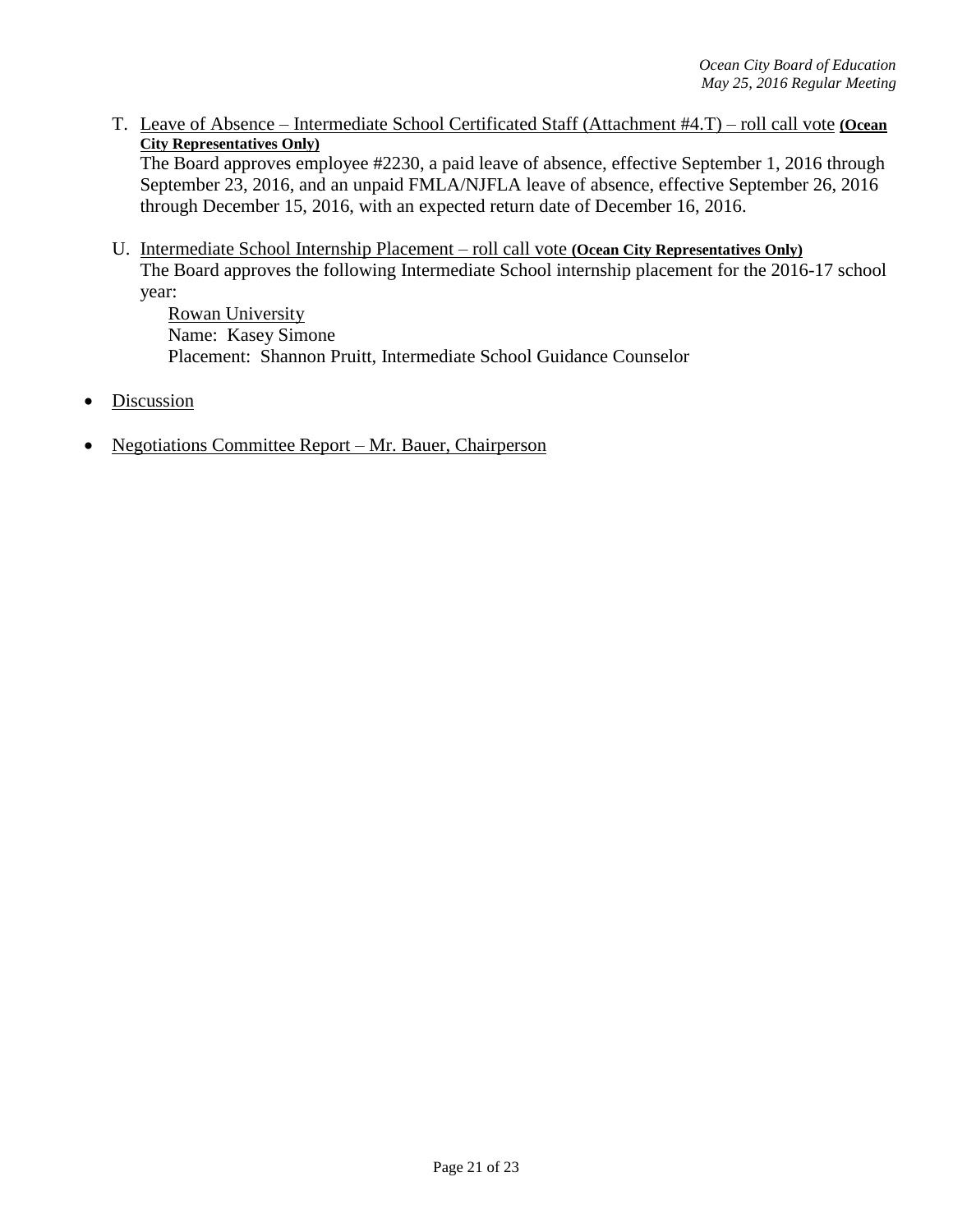T. <u>Leave of Absence – Intermediate School Certificated Staff (Attachment #4.T) – roll call vote</u> **<u>(Ocean City Representatives Only)</u>**
   The Board approves employee #2230, a paid leave of absence, effective September 1, 2016 through September 23, 2016, and an unpaid FMLA/NJFLA leave of absence, effective September 26, 2016 through December 15, 2016, with an expected return date of December 16, 2016.

U. <u>Intermediate School Internship Placement – roll call vote</u> **<u>(Ocean City Representatives Only)</u>**
   The Board approves the following Intermediate School internship placement for the 2016-17 school year:
   <u>Rowan University</u>
   Name: Kasey Simone
   Placement: Shannon Pruitt, Intermediate School Guidance Counselor

- <u>Discussion</u>

- <u>Negotiations Committee Report – Mr. Bauer, Chairperson</u>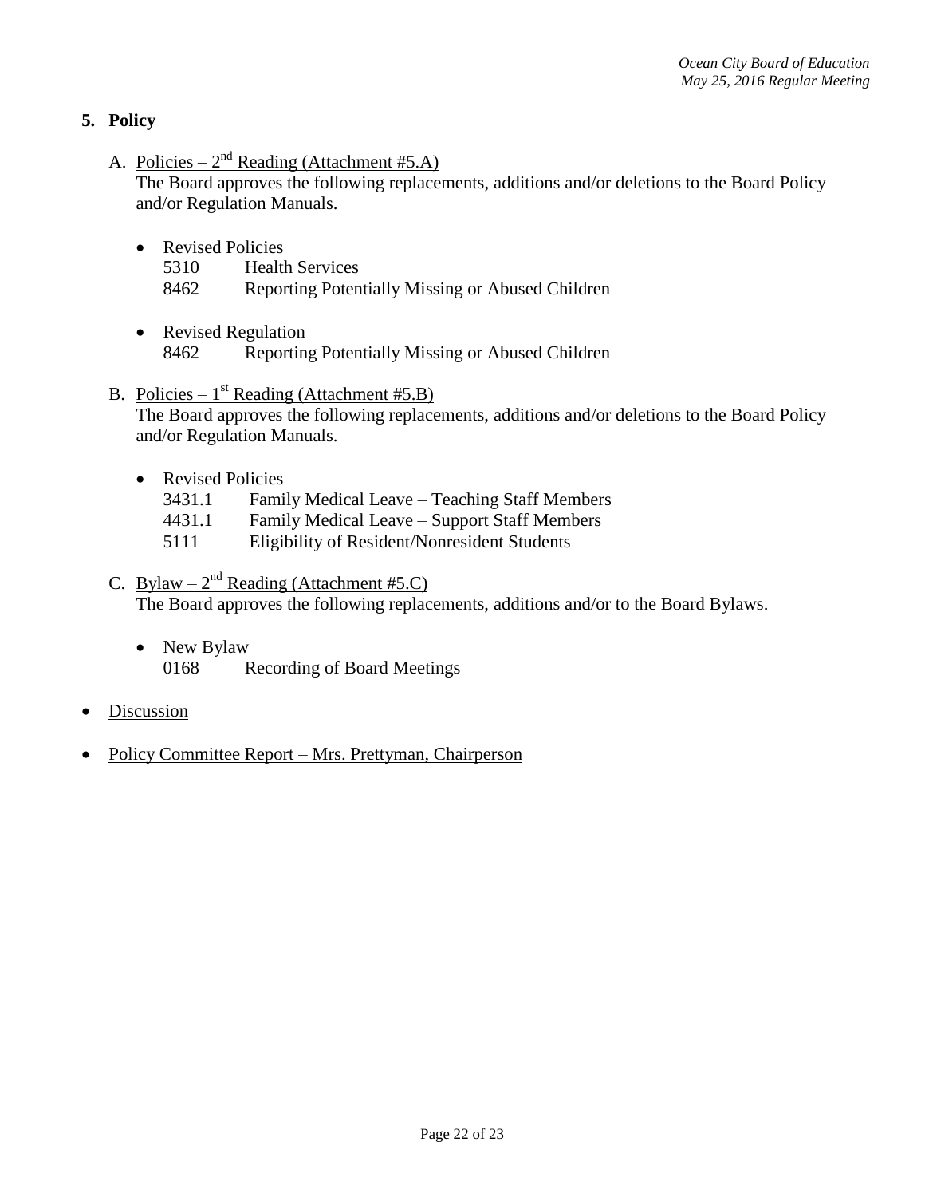## 5. Policy

A. Policies – 2nd Reading (Attachment #5.A)
The Board approves the following replacements, additions and/or deletions to the Board Policy and/or Regulation Manuals.

- Revised Policies
  5310 Health Services
  8462 Reporting Potentially Missing or Abused Children

- Revised Regulation
  8462 Reporting Potentially Missing or Abused Children

B. Policies – 1st Reading (Attachment #5.B)
The Board approves the following replacements, additions and/or deletions to the Board Policy and/or Regulation Manuals.

- Revised Policies
  3431.1 Family Medical Leave – Teaching Staff Members
  4431.1 Family Medical Leave – Support Staff Members
  5111 Eligibility of Resident/Nonresident Students

C. Bylaw – 2nd Reading (Attachment #5.C)
The Board approves the following replacements, additions and/or to the Board Bylaws.

- New Bylaw
  0168 Recording of Board Meetings

- Discussion

- Policy Committee Report – Mrs. Prettyman, Chairperson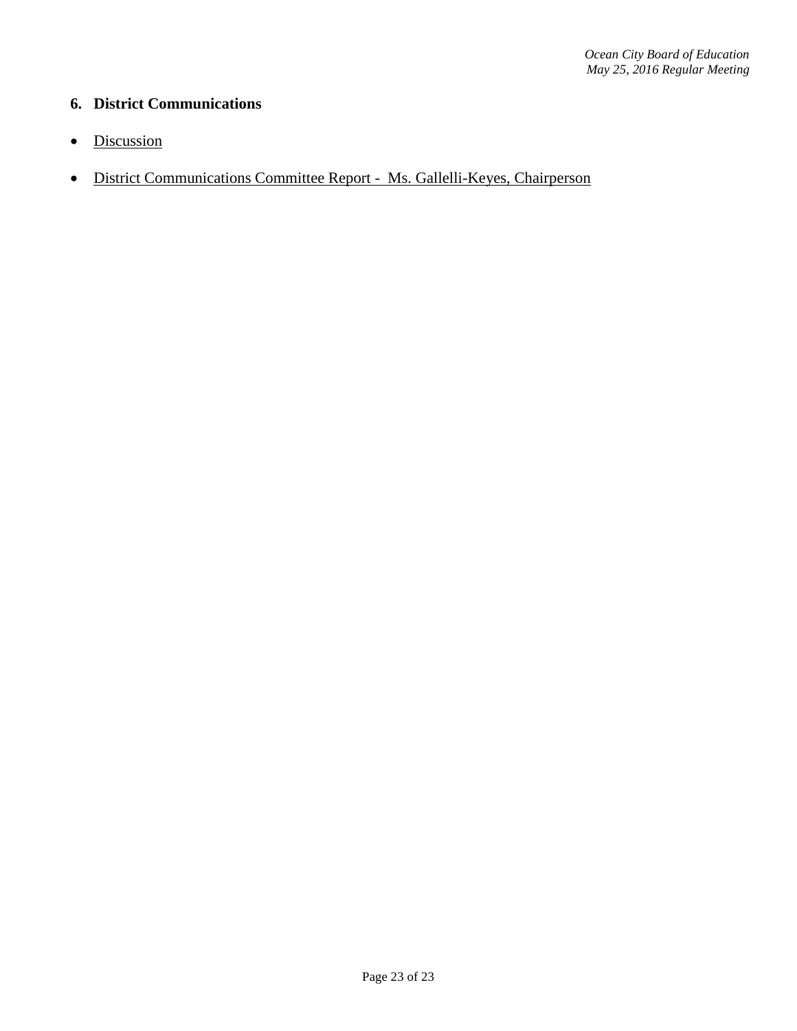**6. District Communications**

- <u>Discussion</u>

- <u>District Communications Committee Report - Ms. Gallelli-Keyes, Chairperson</u>